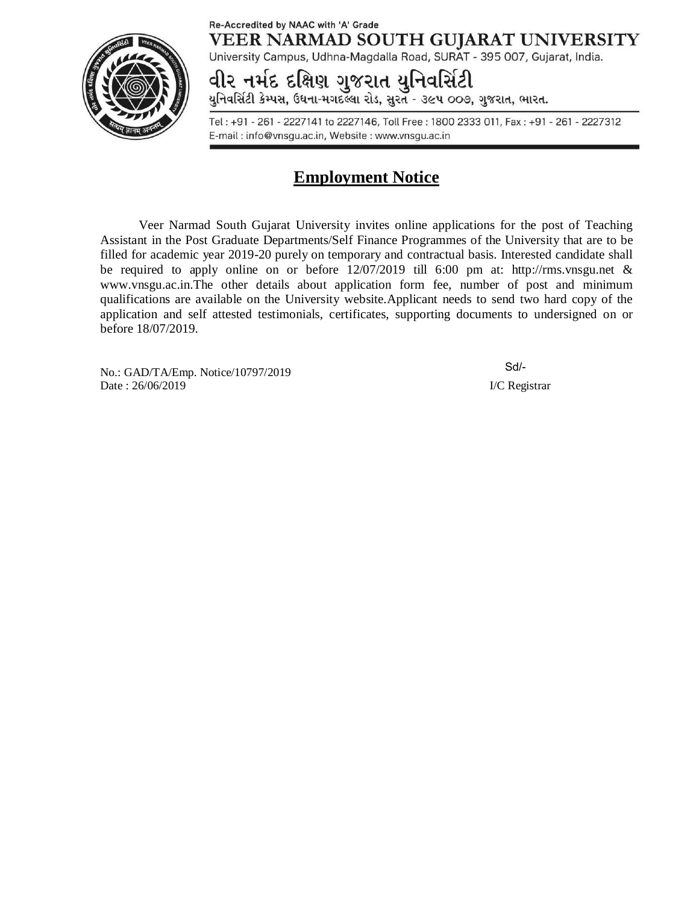Re-Accredited by NAAC with 'A' Grade

# VEER NARMAD SOUTH GUJARAT UNIVERSITY

University Campus, Udhna-Magdalla Road, SURAT - 395 007, Gujarat, India.

# વીર નર્મદ દક્ષિણ ગુજરાત યુનિવર્સિટી

યુનિવર્સિટી કેમ્પસ, ઉધના-મગદલ્લા રોડ, સુરત - ૩૯૫ ૦૦૭, ગુજરાત, ભારત.

Tel : +91 - 261 - 2227141 to 2227146, Toll Free : 1800 2333 011, Fax : +91 - 261 - 2227312
E-mail : info@vnsgu.ac.in, Website : www.vnsgu.ac.in

## Employment Notice

Veer Narmad South Gujarat University invites online applications for the post of Teaching Assistant in the Post Graduate Departments/Self Finance Programmes of the University that are to be filled for academic year 2019-20 purely on temporary and contractual basis. Interested candidate shall be required to apply online on or before 12/07/2019 till 6:00 pm at: http://rms.vnsgu.net & www.vnsgu.ac.in.The other details about application form fee, number of post and minimum qualifications are available on the University website.Applicant needs to send two hard copy of the application and self attested testimonials, certificates, supporting documents to undersigned on or before 18/07/2019.

No.: GAD/TA/Emp. Notice/10797/2019
Date : 26/06/2019

Sd/-
I/C Registrar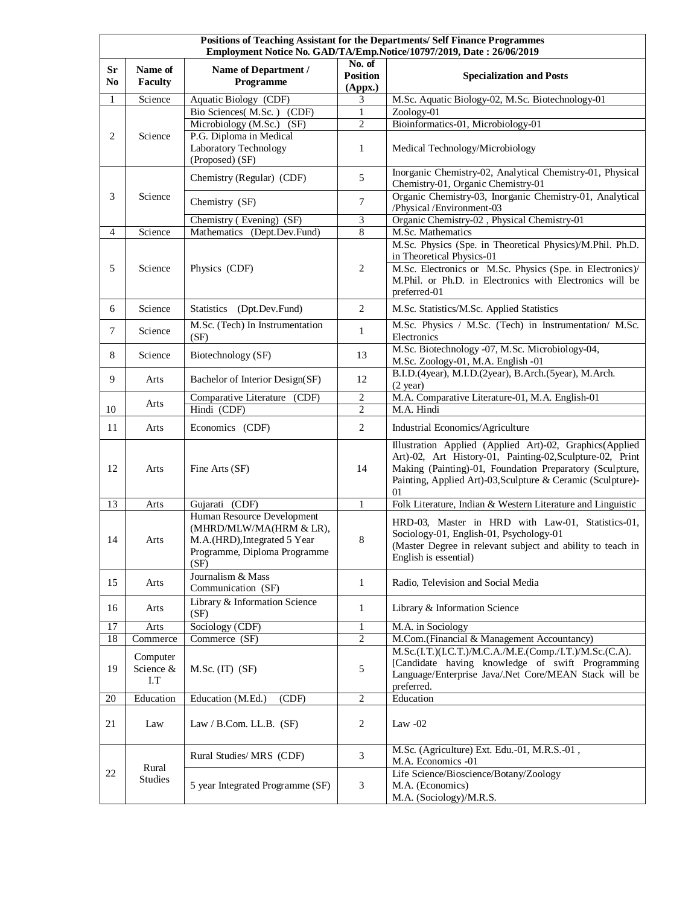**Positions of Teaching Assistant for the Departments/ Self Finance Programmes**
**Employment Notice No. GAD/TA/Emp.Notice/10797/2019, Date : 26/06/2019**

| Sr No | Name of Faculty | Name of Department / Programme | No. of Position (Appx.) | Specialization and Posts |
|---|---|---|---|---|
| 1 | Science | Aquatic Biology (CDF) | 3 | M.Sc. Aquatic Biology-02, M.Sc. Biotechnology-01 |
| 2 | Science | Bio Sciences( M.Sc. ) (CDF) | 1 | Zoology-01 |
| | | Microbiology (M.Sc.) (SF) | 2 | Bioinformatics-01, Microbiology-01 |
| | | P.G. Diploma in Medical Laboratory Technology (Proposed) (SF) | 1 | Medical Technology/Microbiology |
| 3 | Science | Chemistry (Regular) (CDF) | 5 | Inorganic Chemistry-02, Analytical Chemistry-01, Physical Chemistry-01, Organic Chemistry-01 |
| | | Chemistry (SF) | 7 | Organic Chemistry-03, Inorganic Chemistry-01, Analytical /Physical /Environment-03 |
| | | Chemistry ( Evening) (SF) | 3 | Organic Chemistry-02 , Physical Chemistry-01 |
| 4 | Science | Mathematics (Dept.Dev.Fund) | 8 | M.Sc. Mathematics |
| 5 | Science | Physics (CDF) | 2 | M.Sc. Physics (Spe. in Theoretical Physics)/M.Phil. Ph.D. in Theoretical Physics-01<br>M.Sc. Electronics or M.Sc. Physics (Spe. in Electronics)/ M.Phil. or Ph.D. in Electronics with Electronics will be preferred-01 |
| 6 | Science | Statistics (Dpt.Dev.Fund) | 2 | M.Sc. Statistics/M.Sc. Applied Statistics |
| 7 | Science | M.Sc. (Tech) In Instrumentation (SF) | 1 | M.Sc. Physics / M.Sc. (Tech) in Instrumentation/ M.Sc. Electronics |
| 8 | Science | Biotechnology (SF) | 13 | M.Sc. Biotechnology -07, M.Sc. Microbiology-04, M.Sc. Zoology-01, M.A. English -01 |
| 9 | Arts | Bachelor of Interior Design(SF) | 12 | B.I.D.(4year), M.I.D.(2year), B.Arch.(5year), M.Arch. (2 year) |
| 10 | Arts | Comparative Literature (CDF) | 2 | M.A. Comparative Literature-01, M.A. English-01 |
| | | Hindi (CDF) | 2 | M.A. Hindi |
| 11 | Arts | Economics (CDF) | 2 | Industrial Economics/Agriculture |
| 12 | Arts | Fine Arts (SF) | 14 | Illustration Applied (Applied Art)-02, Graphics(Applied Art)-02, Art History-01, Painting-02,Sculpture-02, Print Making (Painting)-01, Foundation Preparatory (Sculpture, Painting, Applied Art)-03,Sculpture & Ceramic (Sculpture)-01 |
| 13 | Arts | Gujarati (CDF) | 1 | Folk Literature, Indian & Western Literature and Linguistic |
| 14 | Arts | Human Resource Development (MHRD/MLW/MA(HRM & LR), M.A.(HRD),Integrated 5 Year Programme, Diploma Programme (SF) | 8 | HRD-03, Master in HRD with Law-01, Statistics-01, Sociology-01, English-01, Psychology-01 (Master Degree in relevant subject and ability to teach in English is essential) |
| 15 | Arts | Journalism & Mass Communication (SF) | 1 | Radio, Television and Social Media |
| 16 | Arts | Library & Information Science (SF) | 1 | Library & Information Science |
| 17 | Arts | Sociology (CDF) | 1 | M.A. in Sociology |
| 18 | Commerce | Commerce (SF) | 2 | M.Com.(Financial & Management Accountancy) |
| 19 | Computer Science & I.T | M.Sc. (IT) (SF) | 5 | M.Sc.(I.T.)(I.C.T.)/M.C.A./M.E.(Comp./I.T.)/M.Sc.(C.A). [Candidate having knowledge of swift Programming Language/Enterprise Java/.Net Core/MEAN Stack will be preferred. |
| 20 | Education | Education (M.Ed.) (CDF) | 2 | Education |
| 21 | Law | Law / B.Com. LL.B. (SF) | 2 | Law -02 |
| 22 | Rural Studies | Rural Studies/ MRS (CDF) | 3 | M.Sc. (Agriculture) Ext. Edu.-01, M.R.S.-01 , M.A. Economics -01 |
| | | 5 year Integrated Programme (SF) | 3 | Life Science/Bioscience/Botany/Zoology<br>M.A. (Economics)<br>M.A. (Sociology)/M.R.S. |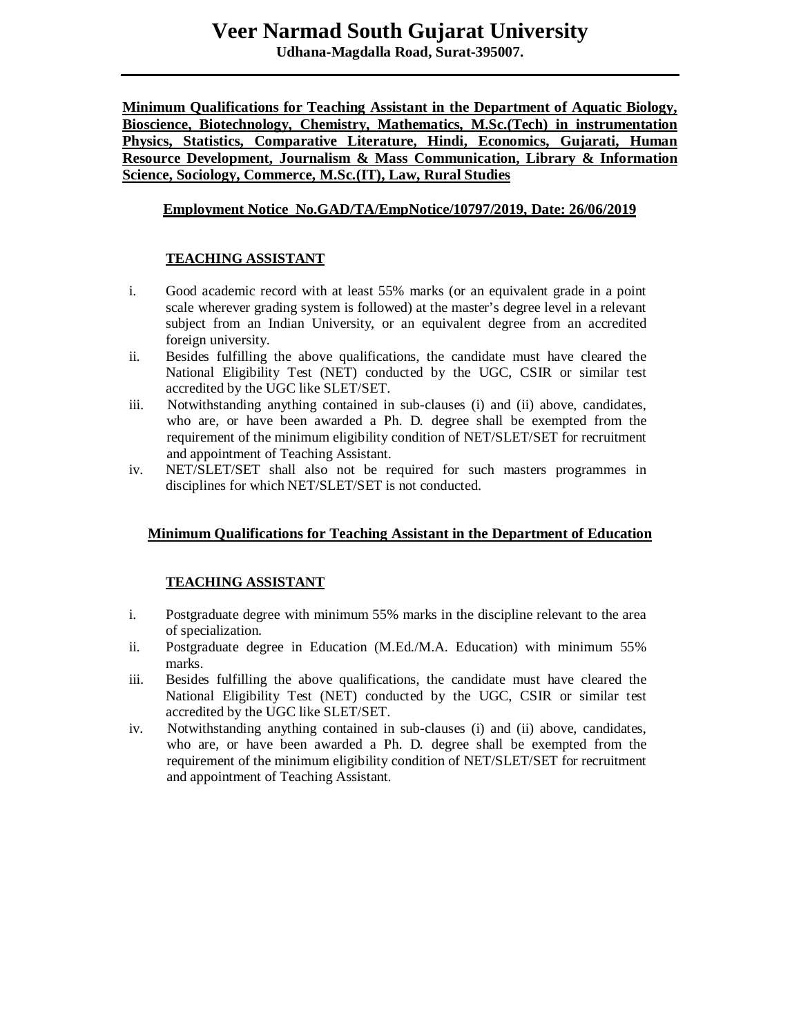# Veer Narmad South Gujarat University

**Udhana-Magdalla Road, Surat-395007.**

---

**Minimum Qualifications for Teaching Assistant in the Department of Aquatic Biology, Bioscience, Biotechnology, Chemistry, Mathematics, M.Sc.(Tech) in instrumentation Physics, Statistics, Comparative Literature, Hindi, Economics, Gujarati, Human Resource Development, Journalism & Mass Communication, Library & Information Science, Sociology, Commerce, M.Sc.(IT), Law, Rural Studies**

**Employment Notice No.GAD/TA/EmpNotice/10797/2019, Date: 26/06/2019**

**TEACHING ASSISTANT**

i. Good academic record with at least 55% marks (or an equivalent grade in a point scale wherever grading system is followed) at the master's degree level in a relevant subject from an Indian University, or an equivalent degree from an accredited foreign university.

ii. Besides fulfilling the above qualifications, the candidate must have cleared the National Eligibility Test (NET) conducted by the UGC, CSIR or similar test accredited by the UGC like SLET/SET.

iii. Notwithstanding anything contained in sub-clauses (i) and (ii) above, candidates, who are, or have been awarded a Ph. D. degree shall be exempted from the requirement of the minimum eligibility condition of NET/SLET/SET for recruitment and appointment of Teaching Assistant.

iv. NET/SLET/SET shall also not be required for such masters programmes in disciplines for which NET/SLET/SET is not conducted.

**Minimum Qualifications for Teaching Assistant in the Department of Education**

**TEACHING ASSISTANT**

i. Postgraduate degree with minimum 55% marks in the discipline relevant to the area of specialization.

ii. Postgraduate degree in Education (M.Ed./M.A. Education) with minimum 55% marks.

iii. Besides fulfilling the above qualifications, the candidate must have cleared the National Eligibility Test (NET) conducted by the UGC, CSIR or similar test accredited by the UGC like SLET/SET.

iv. Notwithstanding anything contained in sub-clauses (i) and (ii) above, candidates, who are, or have been awarded a Ph. D. degree shall be exempted from the requirement of the minimum eligibility condition of NET/SLET/SET for recruitment and appointment of Teaching Assistant.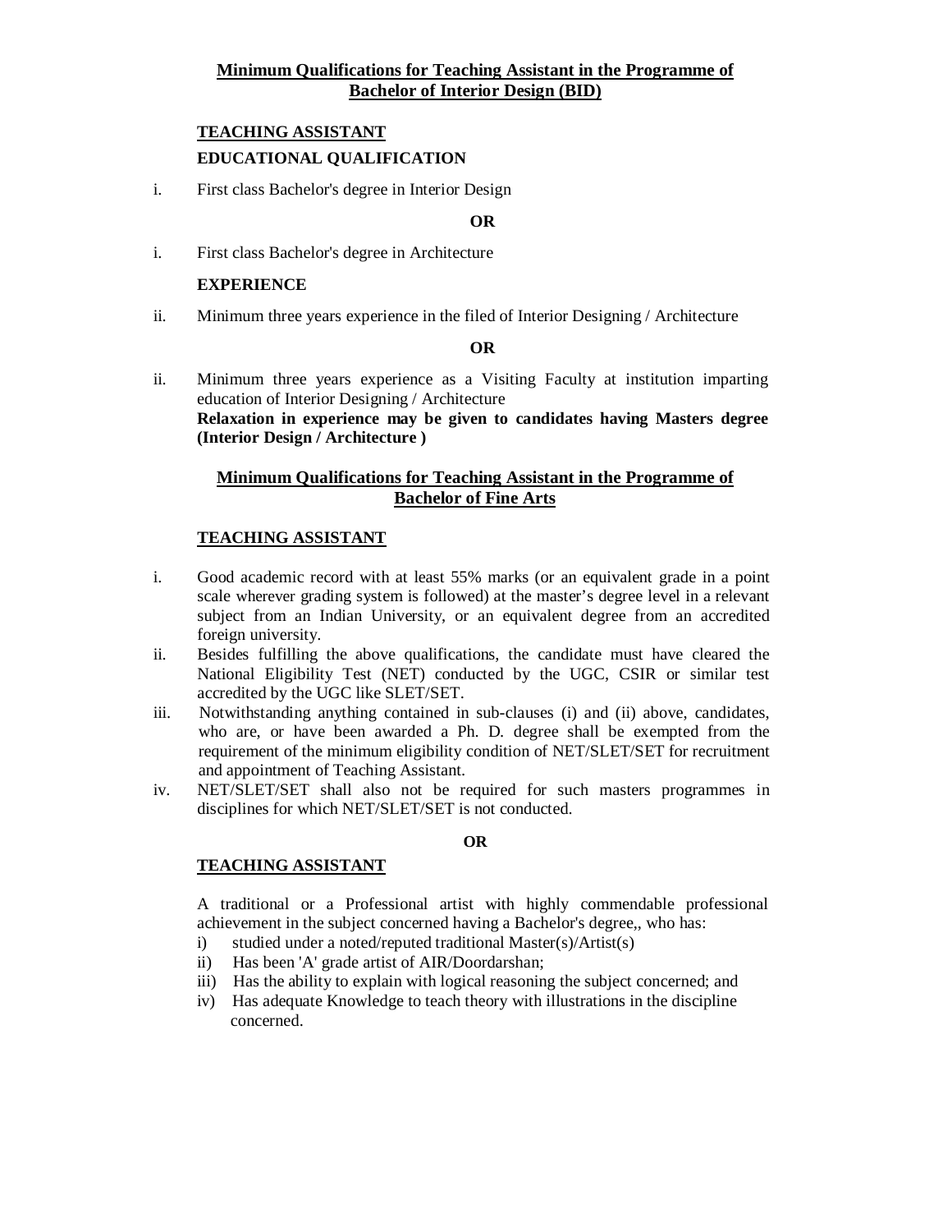## Minimum Qualifications for Teaching Assistant in the Programme of Bachelor of Interior Design (BID)

### TEACHING ASSISTANT

**EDUCATIONAL QUALIFICATION**

i. First class Bachelor's degree in Interior Design

**OR**

i. First class Bachelor's degree in Architecture

**EXPERIENCE**

ii. Minimum three years experience in the filed of Interior Designing / Architecture

**OR**

ii. Minimum three years experience as a Visiting Faculty at institution imparting education of Interior Designing / Architecture
**Relaxation in experience may be given to candidates having Masters degree (Interior Design / Architecture )**

## Minimum Qualifications for Teaching Assistant in the Programme of Bachelor of Fine Arts

### TEACHING ASSISTANT

i. Good academic record with at least 55% marks (or an equivalent grade in a point scale wherever grading system is followed) at the master's degree level in a relevant subject from an Indian University, or an equivalent degree from an accredited foreign university.
ii. Besides fulfilling the above qualifications, the candidate must have cleared the National Eligibility Test (NET) conducted by the UGC, CSIR or similar test accredited by the UGC like SLET/SET.
iii. Notwithstanding anything contained in sub-clauses (i) and (ii) above, candidates, who are, or have been awarded a Ph. D. degree shall be exempted from the requirement of the minimum eligibility condition of NET/SLET/SET for recruitment and appointment of Teaching Assistant.
iv. NET/SLET/SET shall also not be required for such masters programmes in disciplines for which NET/SLET/SET is not conducted.

**OR**

### TEACHING ASSISTANT

A traditional or a Professional artist with highly commendable professional achievement in the subject concerned having a Bachelor's degree,, who has:

i) studied under a noted/reputed traditional Master(s)/Artist(s)
ii) Has been 'A' grade artist of AIR/Doordarshan;
iii) Has the ability to explain with logical reasoning the subject concerned; and
iv) Has adequate Knowledge to teach theory with illustrations in the discipline concerned.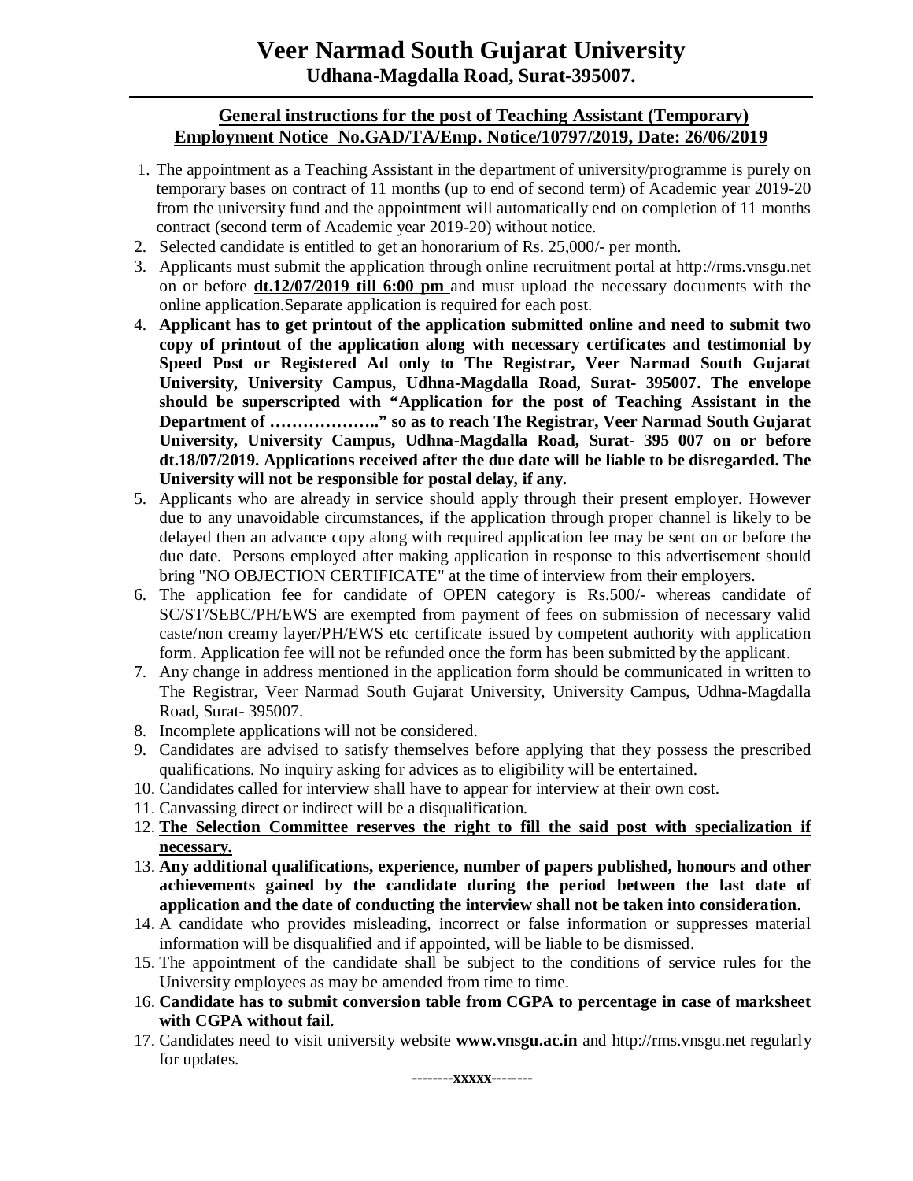# Veer Narmad South Gujarat University

**Udhana-Magdalla Road, Surat-395007.**

---

**General instructions for the post of Teaching Assistant (Temporary)**
**Employment Notice No.GAD/TA/Emp. Notice/10797/2019, Date: 26/06/2019**

1. The appointment as a Teaching Assistant in the department of university/programme is purely on temporary bases on contract of 11 months (up to end of second term) of Academic year 2019-20 from the university fund and the appointment will automatically end on completion of 11 months contract (second term of Academic year 2019-20) without notice.
2. Selected candidate is entitled to get an honorarium of Rs. 25,000/- per month.
3. Applicants must submit the application through online recruitment portal at http://rms.vnsgu.net on or before **dt.12/07/2019 till 6:00 pm** and must upload the necessary documents with the online application.Separate application is required for each post.
4. **Applicant has to get printout of the application submitted online and need to submit two copy of printout of the application along with necessary certificates and testimonial by Speed Post or Registered Ad only to The Registrar, Veer Narmad South Gujarat University, University Campus, Udhna-Magdalla Road, Surat- 395007. The envelope should be superscripted with "Application for the post of Teaching Assistant in the Department of ………………." so as to reach The Registrar, Veer Narmad South Gujarat University, University Campus, Udhna-Magdalla Road, Surat- 395 007 on or before dt.18/07/2019. Applications received after the due date will be liable to be disregarded. The University will not be responsible for postal delay, if any.**
5. Applicants who are already in service should apply through their present employer. However due to any unavoidable circumstances, if the application through proper channel is likely to be delayed then an advance copy along with required application fee may be sent on or before the due date. Persons employed after making application in response to this advertisement should bring "NO OBJECTION CERTIFICATE" at the time of interview from their employers.
6. The application fee for candidate of OPEN category is Rs.500/- whereas candidate of SC/ST/SEBC/PH/EWS are exempted from payment of fees on submission of necessary valid caste/non creamy layer/PH/EWS etc certificate issued by competent authority with application form. Application fee will not be refunded once the form has been submitted by the applicant.
7. Any change in address mentioned in the application form should be communicated in written to The Registrar, Veer Narmad South Gujarat University, University Campus, Udhna-Magdalla Road, Surat- 395007.
8. Incomplete applications will not be considered.
9. Candidates are advised to satisfy themselves before applying that they possess the prescribed qualifications. No inquiry asking for advices as to eligibility will be entertained.
10. Candidates called for interview shall have to appear for interview at their own cost.
11. Canvassing direct or indirect will be a disqualification.
12. **The Selection Committee reserves the right to fill the said post with specialization if necessary.**
13. **Any additional qualifications, experience, number of papers published, honours and other achievements gained by the candidate during the period between the last date of application and the date of conducting the interview shall not be taken into consideration.**
14. A candidate who provides misleading, incorrect or false information or suppresses material information will be disqualified and if appointed, will be liable to be dismissed.
15. The appointment of the candidate shall be subject to the conditions of service rules for the University employees as may be amended from time to time.
16. **Candidate has to submit conversion table from CGPA to percentage in case of marksheet with CGPA without fail.**
17. Candidates need to visit university website **www.vnsgu.ac.in** and http://rms.vnsgu.net regularly for updates.

--------xxxxx--------